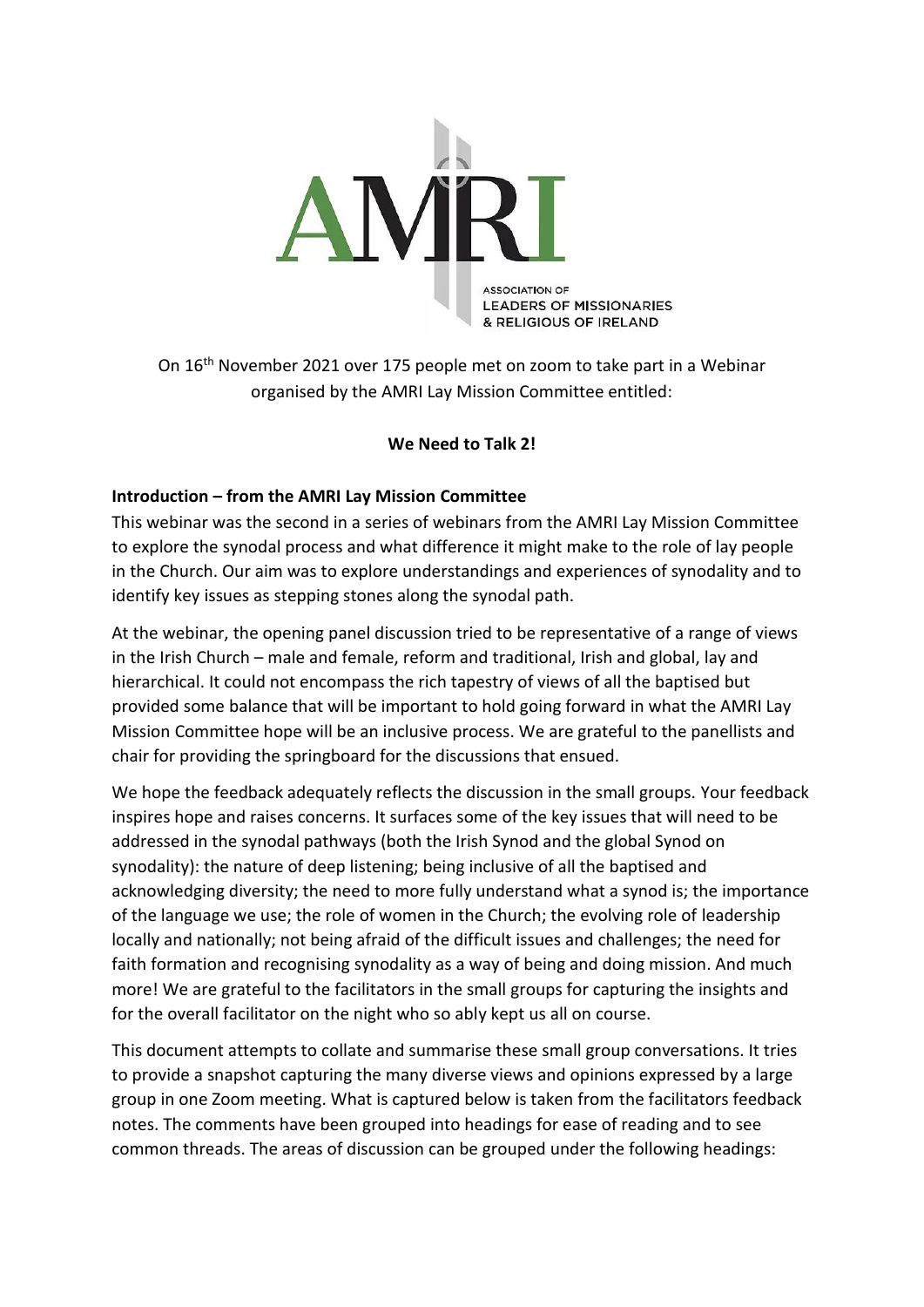AMRI

ASSOCIATION OF LEADERS OF MISSIONARIES & RELIGIOUS OF IRELAND

On 16th November 2021 over 175 people met on zoom to take part in a Webinar organised by the AMRI Lay Mission Committee entitled:

**We Need to Talk 2!**

**Introduction – from the AMRI Lay Mission Committee**

This webinar was the second in a series of webinars from the AMRI Lay Mission Committee to explore the synodal process and what difference it might make to the role of lay people in the Church. Our aim was to explore understandings and experiences of synodality and to identify key issues as stepping stones along the synodal path.

At the webinar, the opening panel discussion tried to be representative of a range of views in the Irish Church – male and female, reform and traditional, Irish and global, lay and hierarchical. It could not encompass the rich tapestry of views of all the baptised but provided some balance that will be important to hold going forward in what the AMRI Lay Mission Committee hope will be an inclusive process. We are grateful to the panellists and chair for providing the springboard for the discussions that ensued.

We hope the feedback adequately reflects the discussion in the small groups. Your feedback inspires hope and raises concerns. It surfaces some of the key issues that will need to be addressed in the synodal pathways (both the Irish Synod and the global Synod on synodality): the nature of deep listening; being inclusive of all the baptised and acknowledging diversity; the need to more fully understand what a synod is; the importance of the language we use; the role of women in the Church; the evolving role of leadership locally and nationally; not being afraid of the difficult issues and challenges; the need for faith formation and recognising synodality as a way of being and doing mission. And much more! We are grateful to the facilitators in the small groups for capturing the insights and for the overall facilitator on the night who so ably kept us all on course.

This document attempts to collate and summarise these small group conversations. It tries to provide a snapshot capturing the many diverse views and opinions expressed by a large group in one Zoom meeting. What is captured below is taken from the facilitators feedback notes. The comments have been grouped into headings for ease of reading and to see common threads. The areas of discussion can be grouped under the following headings: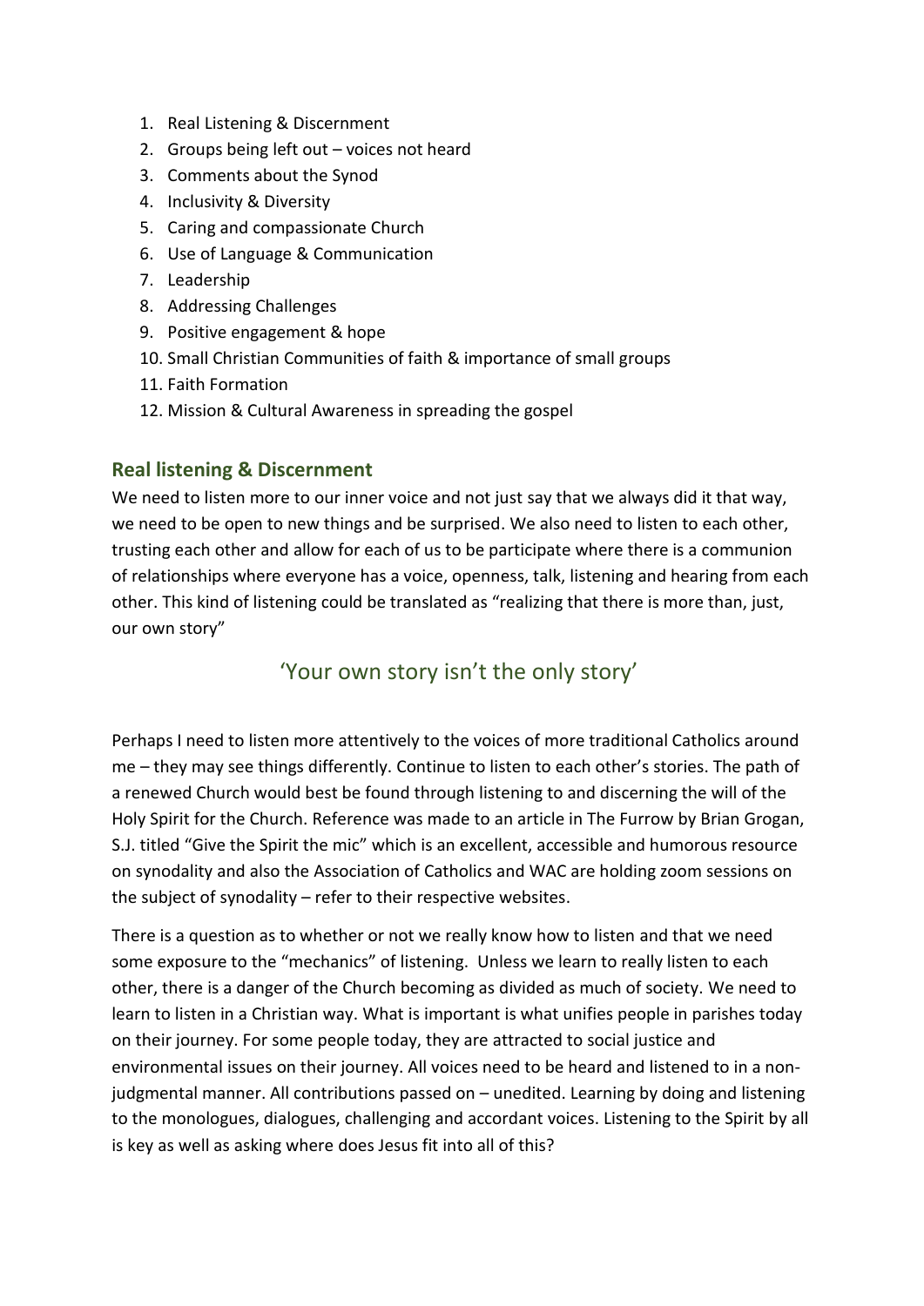1. Real Listening & Discernment
2. Groups being left out – voices not heard
3. Comments about the Synod
4. Inclusivity & Diversity
5. Caring and compassionate Church
6. Use of Language & Communication
7. Leadership
8. Addressing Challenges
9. Positive engagement & hope
10. Small Christian Communities of faith & importance of small groups
11. Faith Formation
12. Mission & Cultural Awareness in spreading the gospel

## Real listening & Discernment

We need to listen more to our inner voice and not just say that we always did it that way, we need to be open to new things and be surprised. We also need to listen to each other, trusting each other and allow for each of us to be participate where there is a communion of relationships where everyone has a voice, openness, talk, listening and hearing from each other. This kind of listening could be translated as "realizing that there is more than, just, our own story"

### 'Your own story isn't the only story'

Perhaps I need to listen more attentively to the voices of more traditional Catholics around me – they may see things differently. Continue to listen to each other's stories. The path of a renewed Church would best be found through listening to and discerning the will of the Holy Spirit for the Church. Reference was made to an article in The Furrow by Brian Grogan, S.J. titled "Give the Spirit the mic" which is an excellent, accessible and humorous resource on synodality and also the Association of Catholics and WAC are holding zoom sessions on the subject of synodality – refer to their respective websites.

There is a question as to whether or not we really know how to listen and that we need some exposure to the "mechanics" of listening. Unless we learn to really listen to each other, there is a danger of the Church becoming as divided as much of society. We need to learn to listen in a Christian way. What is important is what unifies people in parishes today on their journey. For some people today, they are attracted to social justice and environmental issues on their journey. All voices need to be heard and listened to in a non-judgmental manner. All contributions passed on – unedited. Learning by doing and listening to the monologues, dialogues, challenging and accordant voices. Listening to the Spirit by all is key as well as asking where does Jesus fit into all of this?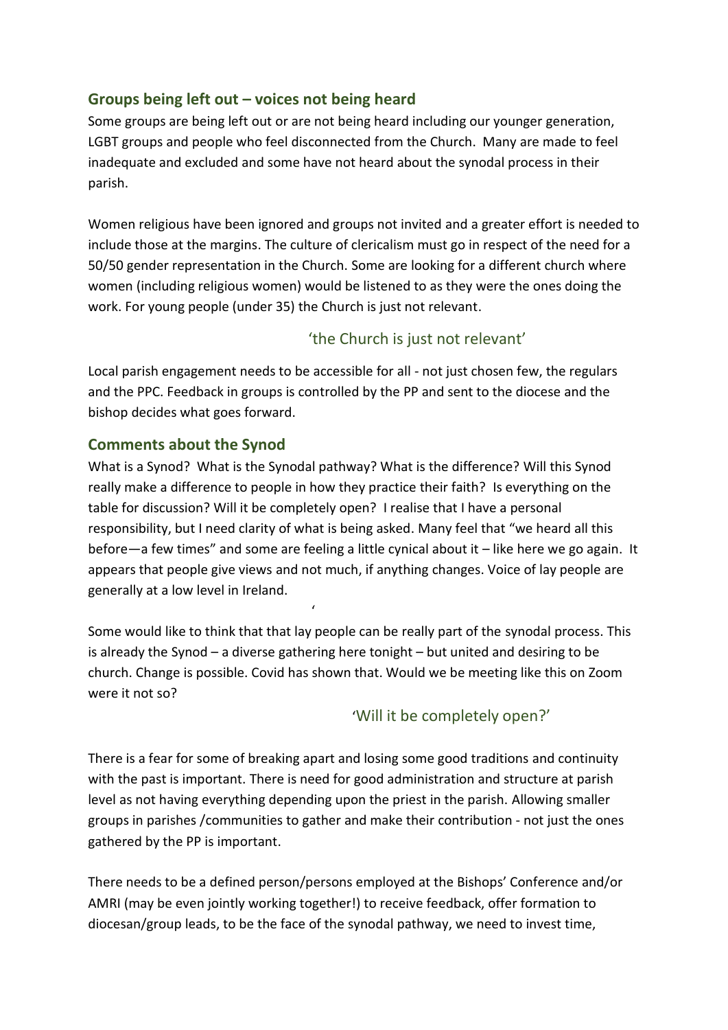## Groups being left out – voices not being heard

Some groups are being left out or are not being heard including our younger generation, LGBT groups and people who feel disconnected from the Church. Many are made to feel inadequate and excluded and some have not heard about the synodal process in their parish.

Women religious have been ignored and groups not invited and a greater effort is needed to include those at the margins. The culture of clericalism must go in respect of the need for a 50/50 gender representation in the Church. Some are looking for a different church where women (including religious women) would be listened to as they were the ones doing the work. For young people (under 35) the Church is just not relevant.

'the Church is just not relevant'

Local parish engagement needs to be accessible for all - not just chosen few, the regulars and the PPC. Feedback in groups is controlled by the PP and sent to the diocese and the bishop decides what goes forward.

## Comments about the Synod

What is a Synod? What is the Synodal pathway? What is the difference? Will this Synod really make a difference to people in how they practice their faith? Is everything on the table for discussion? Will it be completely open? I realise that I have a personal responsibility, but I need clarity of what is being asked. Many feel that "we heard all this before—a few times" and some are feeling a little cynical about it – like here we go again. It appears that people give views and not much, if anything changes. Voice of lay people are generally at a low level in Ireland.

Some would like to think that that lay people can be really part of the synodal process. This is already the Synod – a diverse gathering here tonight – but united and desiring to be church. Change is possible. Covid has shown that. Would we be meeting like this on Zoom were it not so?

'Will it be completely open?'

There is a fear for some of breaking apart and losing some good traditions and continuity with the past is important. There is need for good administration and structure at parish level as not having everything depending upon the priest in the parish. Allowing smaller groups in parishes /communities to gather and make their contribution - not just the ones gathered by the PP is important.

There needs to be a defined person/persons employed at the Bishops' Conference and/or AMRI (may be even jointly working together!) to receive feedback, offer formation to diocesan/group leads, to be the face of the synodal pathway, we need to invest time,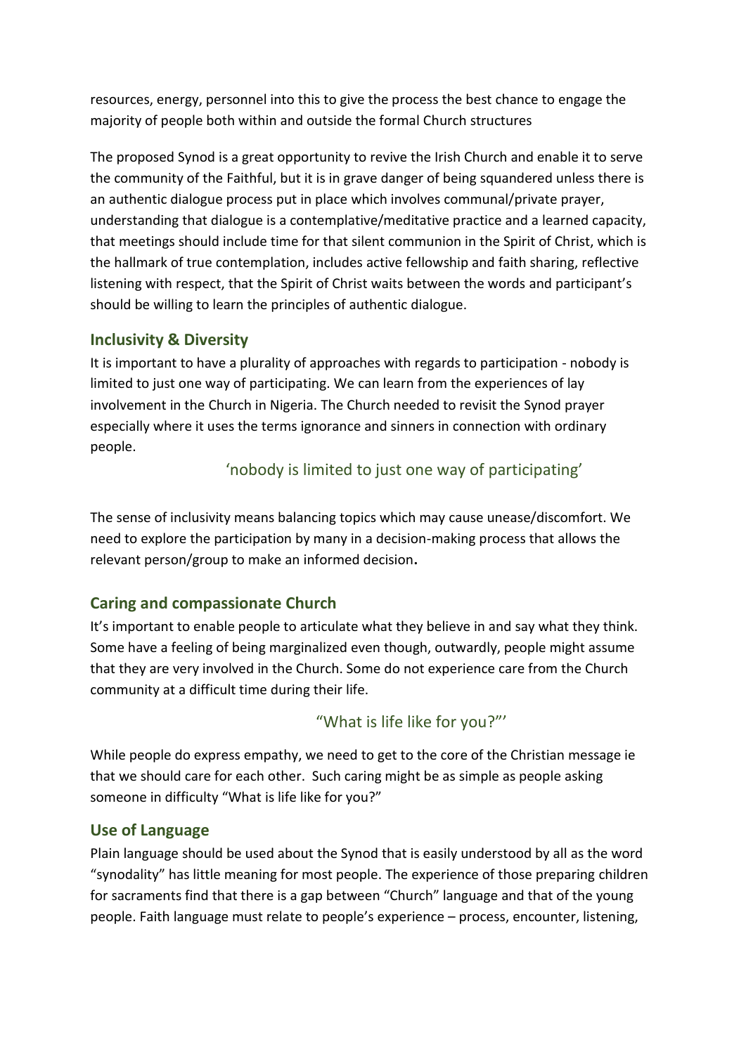resources, energy, personnel into this to give the process the best chance to engage the majority of people both within and outside the formal Church structures

The proposed Synod is a great opportunity to revive the Irish Church and enable it to serve the community of the Faithful, but it is in grave danger of being squandered unless there is an authentic dialogue process put in place which involves communal/private prayer, understanding that dialogue is a contemplative/meditative practice and a learned capacity, that meetings should include time for that silent communion in the Spirit of Christ, which is the hallmark of true contemplation, includes active fellowship and faith sharing, reflective listening with respect, that the Spirit of Christ waits between the words and participant's should be willing to learn the principles of authentic dialogue.

## Inclusivity & Diversity

It is important to have a plurality of approaches with regards to participation - nobody is limited to just one way of participating. We can learn from the experiences of lay involvement in the Church in Nigeria. The Church needed to revisit the Synod prayer especially where it uses the terms ignorance and sinners in connection with ordinary people.

'nobody is limited to just one way of participating'

The sense of inclusivity means balancing topics which may cause unease/discomfort. We need to explore the participation by many in a decision-making process that allows the relevant person/group to make an informed decision**.**

## Caring and compassionate Church

It's important to enable people to articulate what they believe in and say what they think. Some have a feeling of being marginalized even though, outwardly, people might assume that they are very involved in the Church. Some do not experience care from the Church community at a difficult time during their life.

"What is life like for you?"'

While people do express empathy, we need to get to the core of the Christian message ie that we should care for each other. Such caring might be as simple as people asking someone in difficulty "What is life like for you?"

## Use of Language

Plain language should be used about the Synod that is easily understood by all as the word "synodality" has little meaning for most people. The experience of those preparing children for sacraments find that there is a gap between "Church" language and that of the young people. Faith language must relate to people's experience – process, encounter, listening,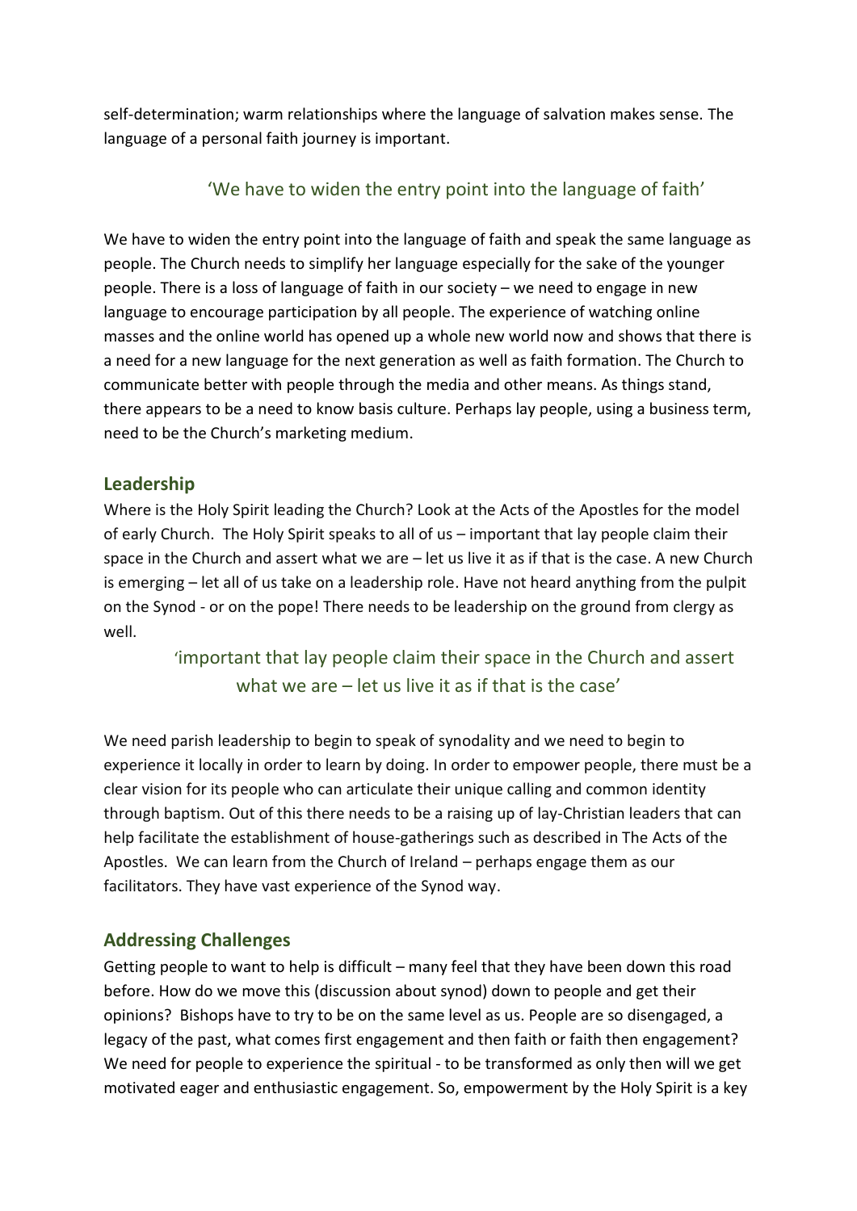self-determination; warm relationships where the language of salvation makes sense. The language of a personal faith journey is important.

> 'We have to widen the entry point into the language of faith'

We have to widen the entry point into the language of faith and speak the same language as people. The Church needs to simplify her language especially for the sake of the younger people. There is a loss of language of faith in our society – we need to engage in new language to encourage participation by all people. The experience of watching online masses and the online world has opened up a whole new world now and shows that there is a need for a new language for the next generation as well as faith formation. The Church to communicate better with people through the media and other means. As things stand, there appears to be a need to know basis culture. Perhaps lay people, using a business term, need to be the Church's marketing medium.

## Leadership

Where is the Holy Spirit leading the Church? Look at the Acts of the Apostles for the model of early Church. The Holy Spirit speaks to all of us – important that lay people claim their space in the Church and assert what we are – let us live it as if that is the case. A new Church is emerging – let all of us take on a leadership role. Have not heard anything from the pulpit on the Synod - or on the pope! There needs to be leadership on the ground from clergy as well.

> 'important that lay people claim their space in the Church and assert what we are – let us live it as if that is the case'

We need parish leadership to begin to speak of synodality and we need to begin to experience it locally in order to learn by doing. In order to empower people, there must be a clear vision for its people who can articulate their unique calling and common identity through baptism. Out of this there needs to be a raising up of lay-Christian leaders that can help facilitate the establishment of house-gatherings such as described in The Acts of the Apostles. We can learn from the Church of Ireland – perhaps engage them as our facilitators. They have vast experience of the Synod way.

## Addressing Challenges

Getting people to want to help is difficult – many feel that they have been down this road before. How do we move this (discussion about synod) down to people and get their opinions? Bishops have to try to be on the same level as us. People are so disengaged, a legacy of the past, what comes first engagement and then faith or faith then engagement? We need for people to experience the spiritual - to be transformed as only then will we get motivated eager and enthusiastic engagement. So, empowerment by the Holy Spirit is a key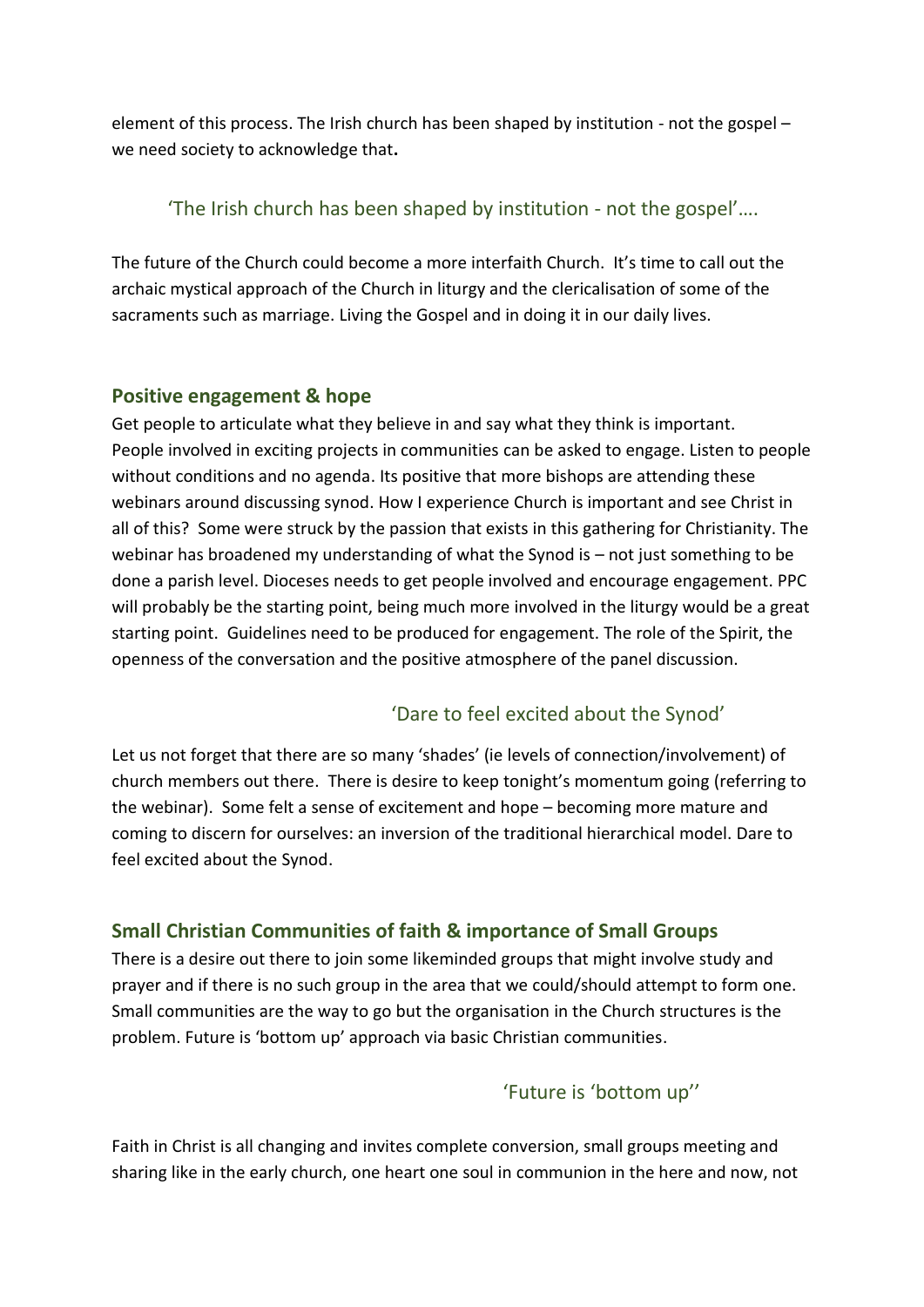element of this process. The Irish church has been shaped by institution - not the gospel – we need society to acknowledge that.

'The Irish church has been shaped by institution - not the gospel'….

The future of the Church could become a more interfaith Church. It's time to call out the archaic mystical approach of the Church in liturgy and the clericalisation of some of the sacraments such as marriage. Living the Gospel and in doing it in our daily lives.

## Positive engagement & hope

Get people to articulate what they believe in and say what they think is important. People involved in exciting projects in communities can be asked to engage. Listen to people without conditions and no agenda. Its positive that more bishops are attending these webinars around discussing synod. How I experience Church is important and see Christ in all of this? Some were struck by the passion that exists in this gathering for Christianity. The webinar has broadened my understanding of what the Synod is – not just something to be done a parish level. Dioceses needs to get people involved and encourage engagement. PPC will probably be the starting point, being much more involved in the liturgy would be a great starting point. Guidelines need to be produced for engagement. The role of the Spirit, the openness of the conversation and the positive atmosphere of the panel discussion.

'Dare to feel excited about the Synod'

Let us not forget that there are so many 'shades' (ie levels of connection/involvement) of church members out there. There is desire to keep tonight's momentum going (referring to the webinar). Some felt a sense of excitement and hope – becoming more mature and coming to discern for ourselves: an inversion of the traditional hierarchical model. Dare to feel excited about the Synod.

## Small Christian Communities of faith & importance of Small Groups

There is a desire out there to join some likeminded groups that might involve study and prayer and if there is no such group in the area that we could/should attempt to form one. Small communities are the way to go but the organisation in the Church structures is the problem. Future is 'bottom up' approach via basic Christian communities.

'Future is 'bottom up''

Faith in Christ is all changing and invites complete conversion, small groups meeting and sharing like in the early church, one heart one soul in communion in the here and now, not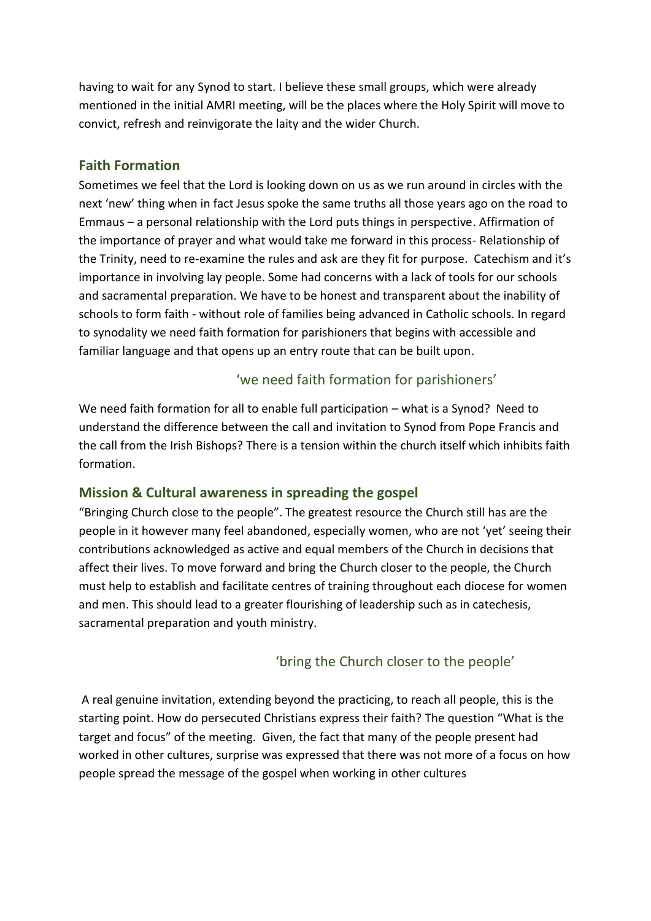having to wait for any Synod to start. I believe these small groups, which were already mentioned in the initial AMRI meeting, will be the places where the Holy Spirit will move to convict, refresh and reinvigorate the laity and the wider Church.

## Faith Formation

Sometimes we feel that the Lord is looking down on us as we run around in circles with the next 'new' thing when in fact Jesus spoke the same truths all those years ago on the road to Emmaus – a personal relationship with the Lord puts things in perspective. Affirmation of the importance of prayer and what would take me forward in this process- Relationship of the Trinity, need to re-examine the rules and ask are they fit for purpose. Catechism and it's importance in involving lay people. Some had concerns with a lack of tools for our schools and sacramental preparation. We have to be honest and transparent about the inability of schools to form faith - without role of families being advanced in Catholic schools. In regard to synodality we need faith formation for parishioners that begins with accessible and familiar language and that opens up an entry route that can be built upon.

'we need faith formation for parishioners'

We need faith formation for all to enable full participation – what is a Synod? Need to understand the difference between the call and invitation to Synod from Pope Francis and the call from the Irish Bishops? There is a tension within the church itself which inhibits faith formation.

## Mission & Cultural awareness in spreading the gospel

"Bringing Church close to the people". The greatest resource the Church still has are the people in it however many feel abandoned, especially women, who are not 'yet' seeing their contributions acknowledged as active and equal members of the Church in decisions that affect their lives. To move forward and bring the Church closer to the people, the Church must help to establish and facilitate centres of training throughout each diocese for women and men. This should lead to a greater flourishing of leadership such as in catechesis, sacramental preparation and youth ministry.

'bring the Church closer to the people'

A real genuine invitation, extending beyond the practicing, to reach all people, this is the starting point. How do persecuted Christians express their faith? The question "What is the target and focus" of the meeting. Given, the fact that many of the people present had worked in other cultures, surprise was expressed that there was not more of a focus on how people spread the message of the gospel when working in other cultures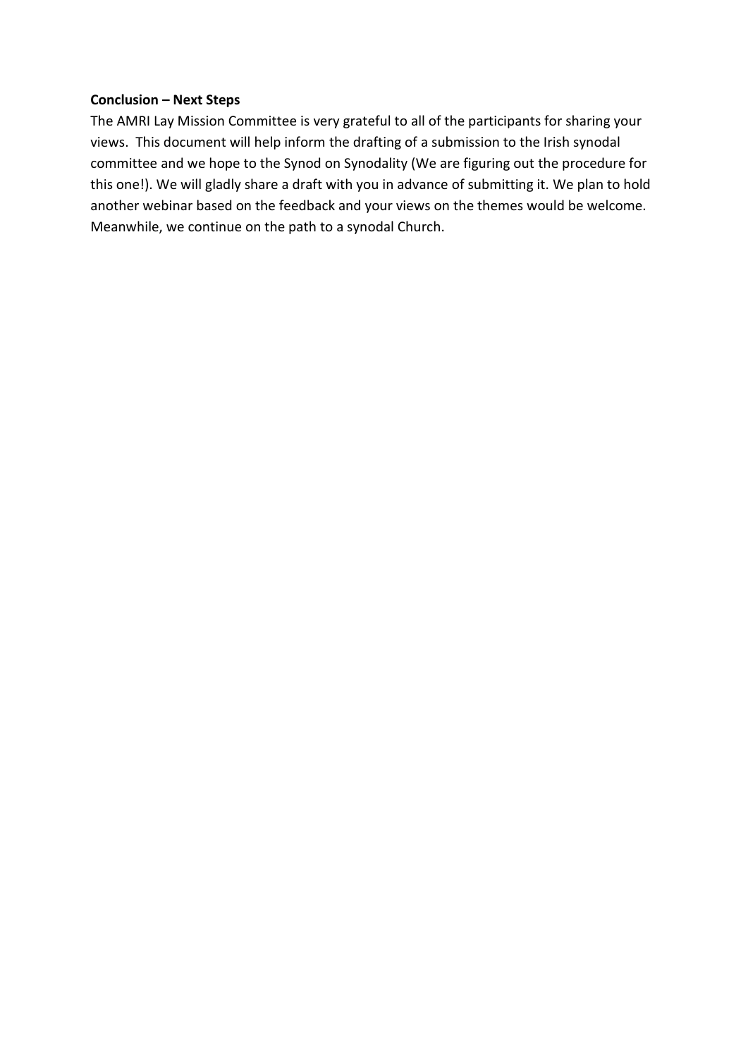**Conclusion – Next Steps**

The AMRI Lay Mission Committee is very grateful to all of the participants for sharing your views. This document will help inform the drafting of a submission to the Irish synodal committee and we hope to the Synod on Synodality (We are figuring out the procedure for this one!). We will gladly share a draft with you in advance of submitting it. We plan to hold another webinar based on the feedback and your views on the themes would be welcome. Meanwhile, we continue on the path to a synodal Church.